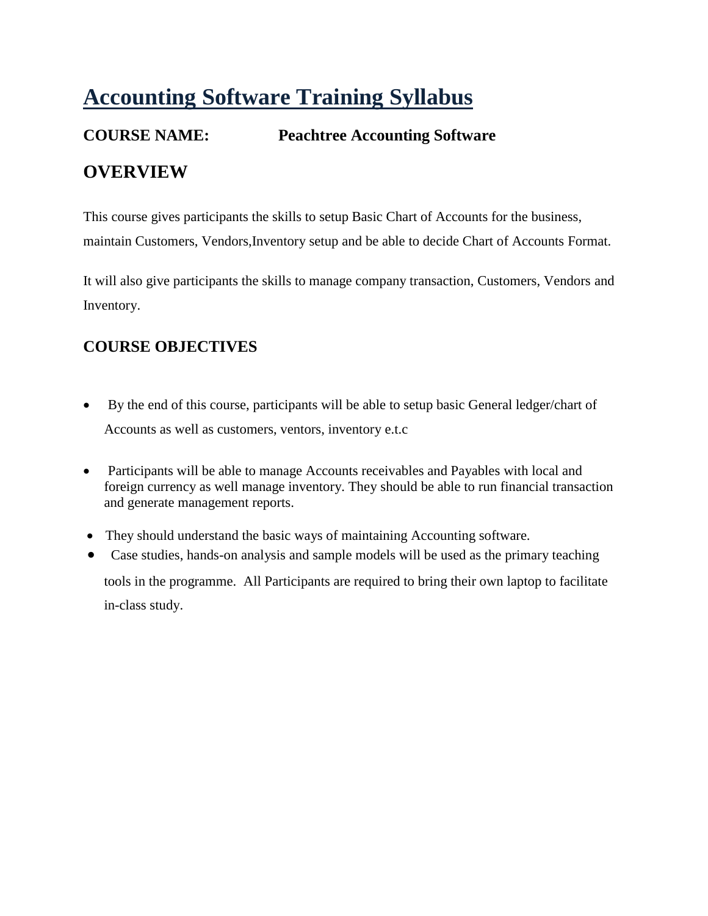# Accounting Software Training Syllabus

**COURSE NAME: Peachtree Accounting Software**

## OVERVIEW

This course gives participants the skills to setup Basic Chart of Accounts for the business, maintain Customers, Vendors,Inventory setup and be able to decide Chart of Accounts Format.

It will also give participants the skills to manage company transaction, Customers, Vendors and Inventory.

### COURSE OBJECTIVES

- By the end of this course, participants will be able to setup basic General ledger/chart of Accounts as well as customers, ventors, inventory e.t.c
- Participants will be able to manage Accounts receivables and Payables with local and foreign currency as well manage inventory. They should be able to run financial transaction and generate management reports.
- They should understand the basic ways of maintaining Accounting software.
- Case studies, hands-on analysis and sample models will be used as the primary teaching tools in the programme. All Participants are required to bring their own laptop to facilitate in-class study.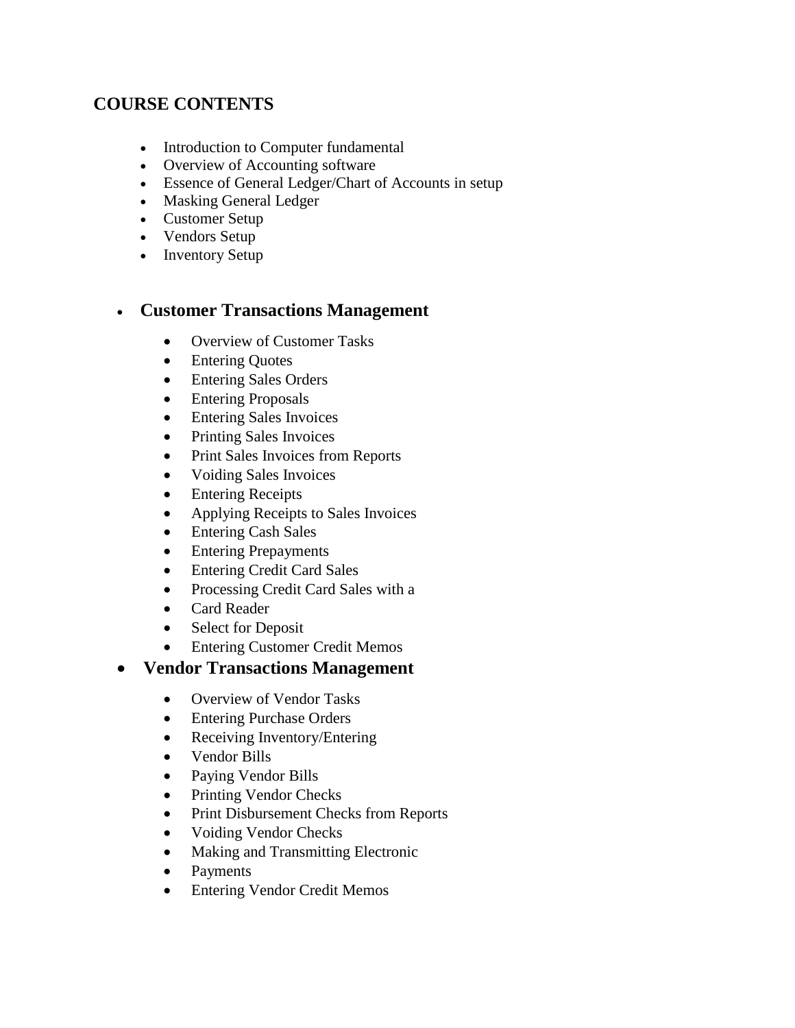## COURSE CONTENTS

- Introduction to Computer fundamental
- Overview of Accounting software
- Essence of General Ledger/Chart of Accounts in setup
- Masking General Ledger
- Customer Setup
- Vendors Setup
- Inventory Setup

- **Customer Transactions Management**
  - Overview of Customer Tasks
  - Entering Quotes
  - Entering Sales Orders
  - Entering Proposals
  - Entering Sales Invoices
  - Printing Sales Invoices
  - Print Sales Invoices from Reports
  - Voiding Sales Invoices
  - Entering Receipts
  - Applying Receipts to Sales Invoices
  - Entering Cash Sales
  - Entering Prepayments
  - Entering Credit Card Sales
  - Processing Credit Card Sales with a
  - Card Reader
  - Select for Deposit
  - Entering Customer Credit Memos

- **Vendor Transactions Management**
  - Overview of Vendor Tasks
  - Entering Purchase Orders
  - Receiving Inventory/Entering
  - Vendor Bills
  - Paying Vendor Bills
  - Printing Vendor Checks
  - Print Disbursement Checks from Reports
  - Voiding Vendor Checks
  - Making and Transmitting Electronic
  - Payments
  - Entering Vendor Credit Memos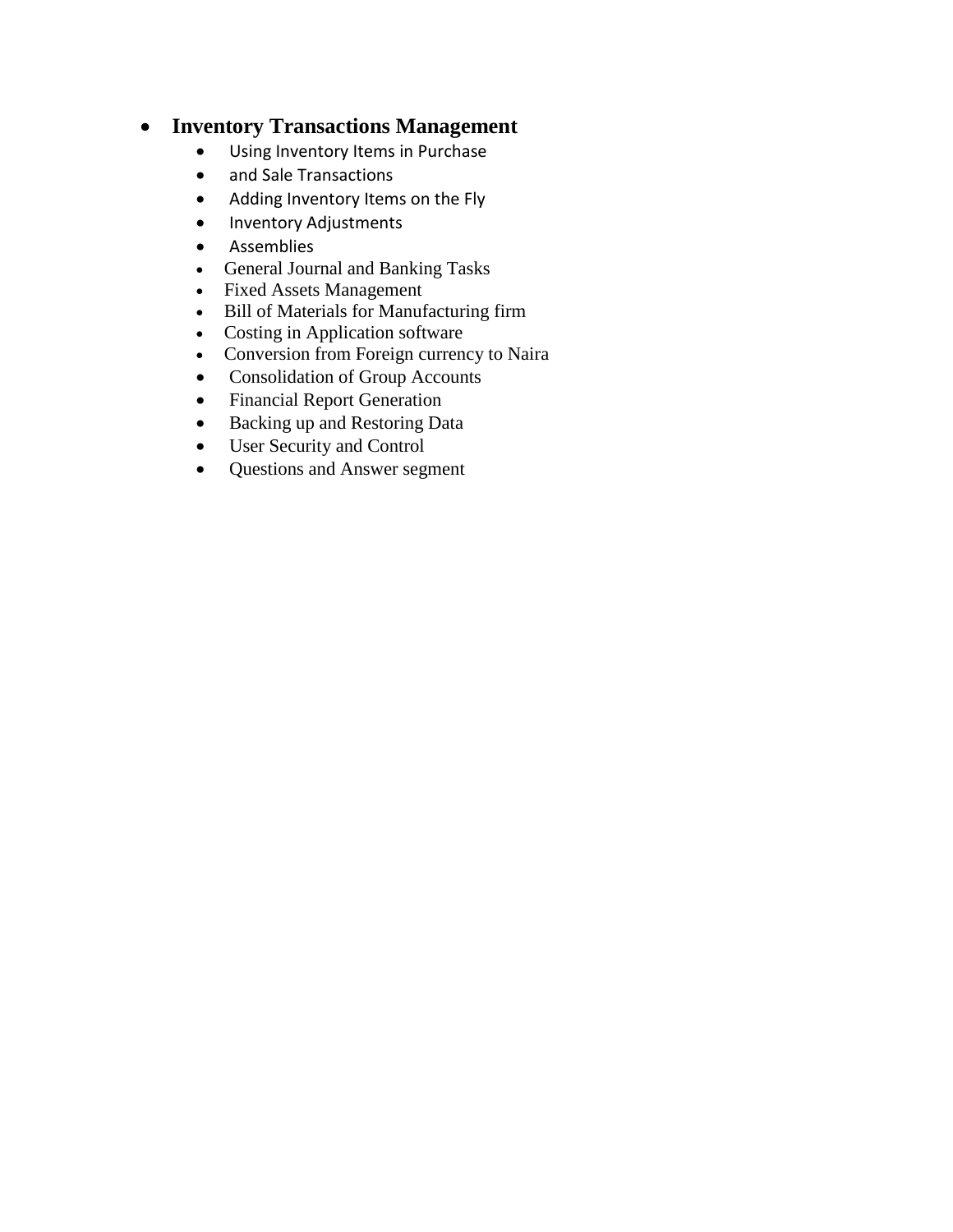- **Inventory Transactions Management**
    - Using Inventory Items in Purchase
    - and Sale Transactions
    - Adding Inventory Items on the Fly
    - Inventory Adjustments
    - Assemblies
    - General Journal and Banking Tasks
    - Fixed Assets Management
    - Bill of Materials for Manufacturing firm
    - Costing in Application software
    - Conversion from Foreign currency to Naira
    - Consolidation of Group Accounts
    - Financial Report Generation
    - Backing up and Restoring Data
    - User Security and Control
    - Questions and Answer segment